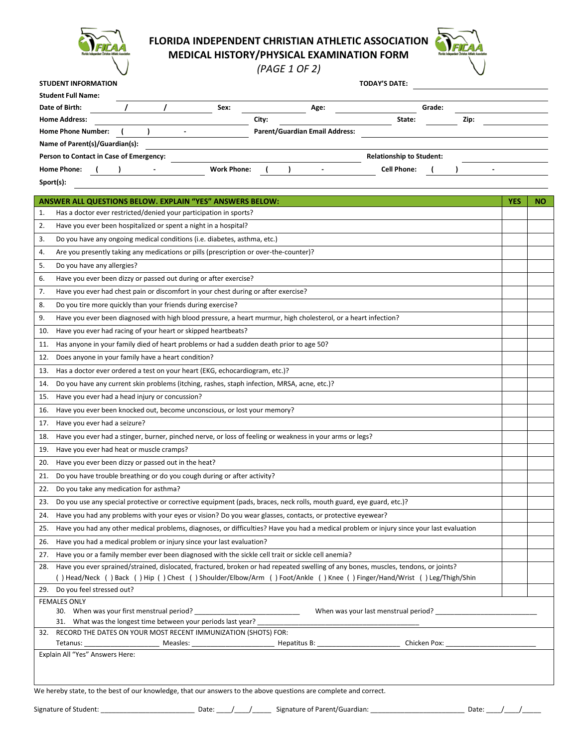# FLORIDA INDEPENDENT CHRISTIAN ATHLETIC ASSOCIATION
## MEDICAL HISTORY/PHYSICAL EXAMINATION FORM
*(PAGE 1 OF 2)*

**STUDENT INFORMATION** **TODAY'S DATE:** ____________________

**Student Full Name:** ____________________________________________

**Date of Birth:** ____ / ____ / ____ **Sex:** ________ **Age:** ________ **Grade:** ________

**Home Address:** ____________________ **City:** ____________________ **State:** ______ **Zip:** ________

**Home Phone Number:** ( ) - **Parent/Guardian Email Address:** ____________________

**Name of Parent(s)/Guardian(s):** ____________________________________________

**Person to Contact in Case of Emergency:** ____________________ **Relationship to Student:** ____________________

**Home Phone:** ( ) - **Work Phone:** ( ) - **Cell Phone:** ( ) -

**Sport(s):** ____________________________________________

| ANSWER ALL QUESTIONS BELOW. EXPLAIN "YES" ANSWERS BELOW: | YES | NO |
|---|---|---|
| 1. Has a doctor ever restricted/denied your participation in sports? | | |
| 2. Have you ever been hospitalized or spent a night in a hospital? | | |
| 3. Do you have any ongoing medical conditions (i.e. diabetes, asthma, etc.) | | |
| 4. Are you presently taking any medications or pills (prescription or over-the-counter)? | | |
| 5. Do you have any allergies? | | |
| 6. Have you ever been dizzy or passed out during or after exercise? | | |
| 7. Have you ever had chest pain or discomfort in your chest during or after exercise? | | |
| 8. Do you tire more quickly than your friends during exercise? | | |
| 9. Have you ever been diagnosed with high blood pressure, a heart murmur, high cholesterol, or a heart infection? | | |
| 10. Have you ever had racing of your heart or skipped heartbeats? | | |
| 11. Has anyone in your family died of heart problems or had a sudden death prior to age 50? | | |
| 12. Does anyone in your family have a heart condition? | | |
| 13. Has a doctor ever ordered a test on your heart (EKG, echocardiogram, etc.)? | | |
| 14. Do you have any current skin problems (itching, rashes, staph infection, MRSA, acne, etc.)? | | |
| 15. Have you ever had a head injury or concussion? | | |
| 16. Have you ever been knocked out, become unconscious, or lost your memory? | | |
| 17. Have you ever had a seizure? | | |
| 18. Have you ever had a stinger, burner, pinched nerve, or loss of feeling or weakness in your arms or legs? | | |
| 19. Have you ever had heat or muscle cramps? | | |
| 20. Have you ever been dizzy or passed out in the heat? | | |
| 21. Do you have trouble breathing or do you cough during or after activity? | | |
| 22. Do you take any medication for asthma? | | |
| 23. Do you use any special protective or corrective equipment (pads, braces, neck rolls, mouth guard, eye guard, etc.)? | | |
| 24. Have you had any problems with your eyes or vision? Do you wear glasses, contacts, or protective eyewear? | | |
| 25. Have you had any other medical problems, diagnoses, or difficulties? Have you had a medical problem or injury since your last evaluation | | |
| 26. Have you had a medical problem or injury since your last evaluation? | | |
| 27. Have you or a family member ever been diagnosed with the sickle cell trait or sickle cell anemia? | | |
| 28. Have you ever sprained/strained, dislocated, fractured, broken or had repeated swelling of any bones, muscles, tendons, or joints? ( ) Head/Neck ( ) Back ( ) Hip ( ) Chest ( ) Shoulder/Elbow/Arm ( ) Foot/Ankle ( ) Knee ( ) Finger/Hand/Wrist ( ) Leg/Thigh/Shin | | |
| 29. Do you feel stressed out? | | |

FEMALES ONLY

30. When was your first menstrual period? ____________________ When was your last menstrual period? ____________________

31. What was the longest time between your periods last year? ____________________

32. RECORD THE DATES ON YOUR MOST RECENT IMMUNIZATION (SHOTS) FOR:

Tetanus: ____________ Measles: ____________ Hepatitus B: ____________ Chicken Pox: ____________

Explain All "Yes" Answers Here:

We hereby state, to the best of our knowledge, that our answers to the above questions are complete and correct.

Signature of Student: ____________________ Date: ____/____/_____ Signature of Parent/Guardian: ____________________ Date: ____/____/_____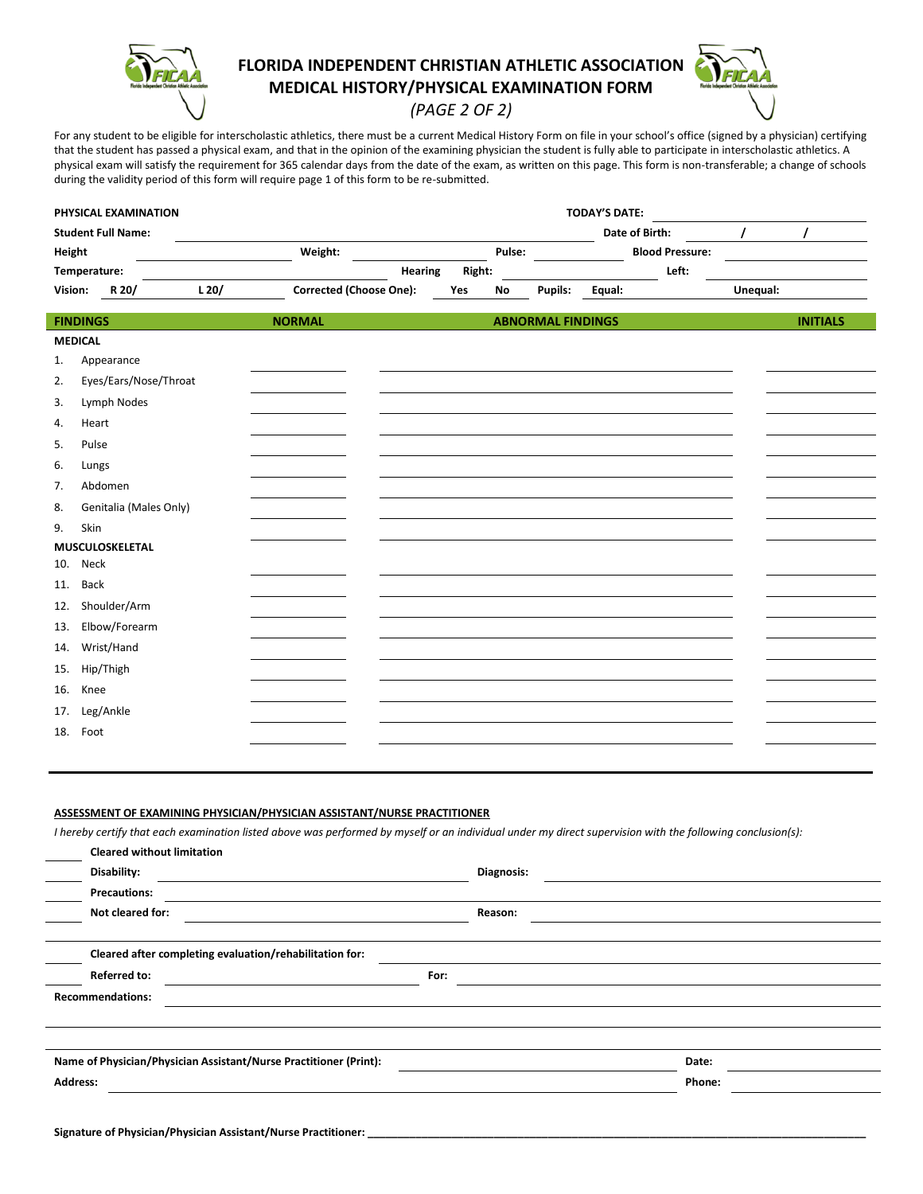# FLORIDA INDEPENDENT CHRISTIAN ATHLETIC ASSOCIATION
## MEDICAL HISTORY/PHYSICAL EXAMINATION FORM
*(PAGE 2 OF 2)*

For any student to be eligible for interscholastic athletics, there must be a current Medical History Form on file in your school's office (signed by a physician) certifying that the student has passed a physical exam, and that in the opinion of the examining physician the student is fully able to participate in interscholastic athletics. A physical exam will satisfy the requirement for 365 calendar days from the date of the exam, as written on this page. This form is non-transferable; a change of schools during the validity period of this form will require page 1 of this form to be re-submitted.

**PHYSICAL EXAMINATION** **TODAY'S DATE:** ____________________

**Student Full Name:** ______________________________ **Date of Birth:** ____ / ____ / ____

**Height** __________ **Weight:** __________ **Pulse:** __________ **Blood Pressure:** __________

**Temperature:** __________ **Hearing** **Right:** __________ **Left:** __________

**Vision:** **R 20/** ______ **L 20/** ______ **Corrected (Choose One):** **Yes** **No** **Pupils:** **Equal:** ______ **Unequal:** ______

| FINDINGS | NORMAL | ABNORMAL FINDINGS | INITIALS |
|---|---|---|---|
| **MEDICAL** | | | |
| 1. Appearance | | | |
| 2. Eyes/Ears/Nose/Throat | | | |
| 3. Lymph Nodes | | | |
| 4. Heart | | | |
| 5. Pulse | | | |
| 6. Lungs | | | |
| 7. Abdomen | | | |
| 8. Genitalia (Males Only) | | | |
| 9. Skin | | | |
| **MUSCULOSKELETAL** | | | |
| 10. Neck | | | |
| 11. Back | | | |
| 12. Shoulder/Arm | | | |
| 13. Elbow/Forearm | | | |
| 14. Wrist/Hand | | | |
| 15. Hip/Thigh | | | |
| 16. Knee | | | |
| 17. Leg/Ankle | | | |
| 18. Foot | | | |

**ASSESSMENT OF EXAMINING PHYSICIAN/PHYSICIAN ASSISTANT/NURSE PRACTITIONER**

*I hereby certify that each examination listed above was performed by myself or an individual under my direct supervision with the following conclusion(s):*

______ **Cleared without limitation**

______ **Disability:** ______________________ **Diagnosis:** ______________________

______ **Precautions:** ______________________

______ **Not cleared for:** ______________________ **Reason:** ______________________

______ **Cleared after completing evaluation/rehabilitation for:** ______________________

______ **Referred to:** ______________________ **For:** ______________________

**Recommendations:** ______________________

**Name of Physician/Physician Assistant/Nurse Practitioner (Print):** ______________________ **Date:** __________

**Address:** ______________________ **Phone:** __________

**Signature of Physician/Physician Assistant/Nurse Practitioner:** ______________________